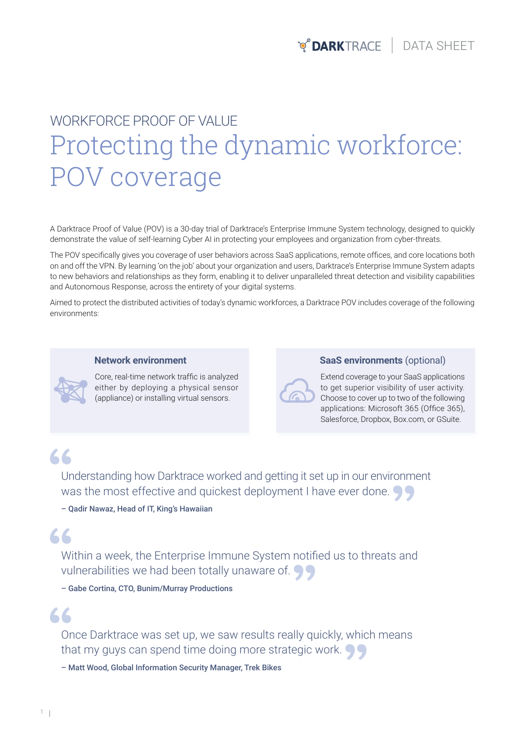WORKFORCE PROOF OF VALUE

# Protecting the dynamic workforce: POV coverage

A Darktrace Proof of Value (POV) is a 30-day trial of Darktrace's Enterprise Immune System technology, designed to quickly demonstrate the value of self-learning Cyber AI in protecting your employees and organization from cyber-threats.

The POV specifically gives you coverage of user behaviors across SaaS applications, remote offices, and core locations both on and off the VPN. By learning 'on the job' about your organization and users, Darktrace's Enterprise Immune System adapts to new behaviors and relationships as they form, enabling it to deliver unparalleled threat detection and visibility capabilities and Autonomous Response, across the entirety of your digital systems.

Aimed to protect the distributed activities of today's dynamic workforces, a Darktrace POV includes coverage of the following environments:

### Network environment

Core, real-time network traffic is analyzed either by deploying a physical sensor (appliance) or installing virtual sensors.

### SaaS environments (optional)

Extend coverage to your SaaS applications to get superior visibility of user activity. Choose to cover up to two of the following applications: Microsoft 365 (Office 365), Salesforce, Dropbox, Box.com, or GSuite.

> Understanding how Darktrace worked and getting it set up in our environment was the most effective and quickest deployment I have ever done.
>
> **– Qadir Nawaz, Head of IT, King's Hawaiian**

> Within a week, the Enterprise Immune System notified us to threats and vulnerabilities we had been totally unaware of.
>
> **– Gabe Cortina, CTO, Bunim/Murray Productions**

> Once Darktrace was set up, we saw results really quickly, which means that my guys can spend time doing more strategic work.
>
> **– Matt Wood, Global Information Security Manager, Trek Bikes**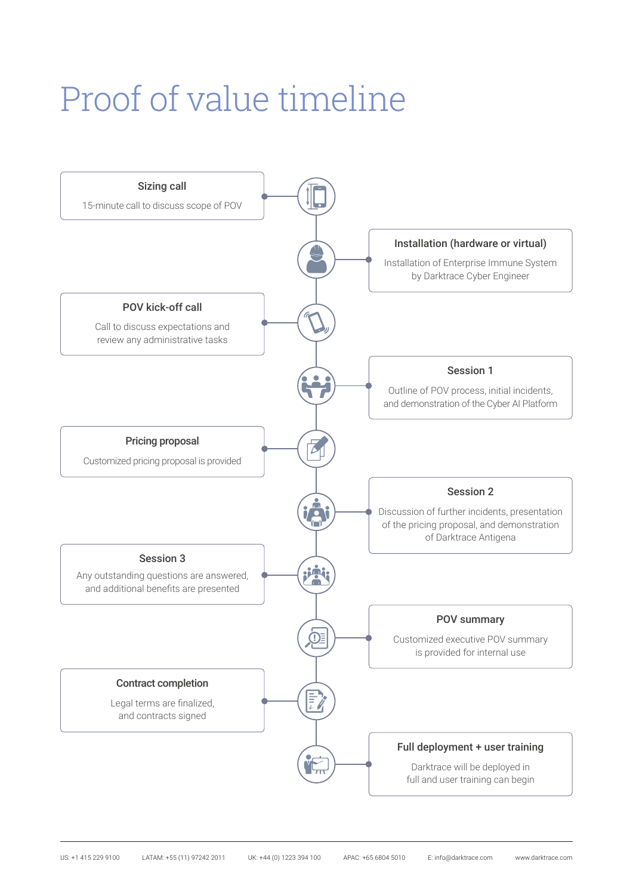# Proof of value timeline

**Sizing call**

15-minute call to discuss scope of POV

**Installation (hardware or virtual)**

Installation of Enterprise Immune System by Darktrace Cyber Engineer

**POV kick-off call**

Call to discuss expectations and review any administrative tasks

**Session 1**

Outline of POV process, initial incidents, and demonstration of the Cyber AI Platform

**Pricing proposal**

Customized pricing proposal is provided

**Session 2**

Discussion of further incidents, presentation of the pricing proposal, and demonstration of Darktrace Antigena

**Session 3**

Any outstanding questions are answered, and additional benefits are presented

**POV summary**

Customized executive POV summary is provided for internal use

**Contract completion**

Legal terms are finalized, and contracts signed

**Full deployment + user training**

Darktrace will be deployed in full and user training can begin

US: +1 415 229 9100 LATAM: +55 (11) 97242 2011 UK: +44 (0) 1223 394 100 APAC: +65 6804 5010 E: info@darktrace.com www.darktrace.com